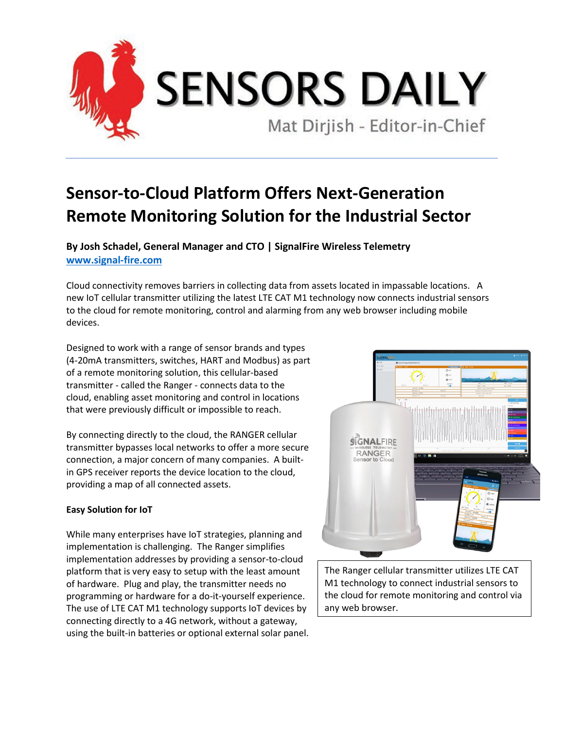# SENSORS DAILY

Mat Dirjish - Editor-in-Chief

## Sensor-to-Cloud Platform Offers Next-Generation Remote Monitoring Solution for the Industrial Sector

**By Josh Schadel, General Manager and CTO | SignalFire Wireless Telemetry**
**www.signal-fire.com**

Cloud connectivity removes barriers in collecting data from assets located in impassable locations. A new IoT cellular transmitter utilizing the latest LTE CAT M1 technology now connects industrial sensors to the cloud for remote monitoring, control and alarming from any web browser including mobile devices.

Designed to work with a range of sensor brands and types (4-20mA transmitters, switches, HART and Modbus) as part of a remote monitoring solution, this cellular-based transmitter - called the Ranger - connects data to the cloud, enabling asset monitoring and control in locations that were previously difficult or impossible to reach.

By connecting directly to the cloud, the RANGER cellular transmitter bypasses local networks to offer a more secure connection, a major concern of many companies. A built-in GPS receiver reports the device location to the cloud, providing a map of all connected assets.

The Ranger cellular transmitter utilizes LTE CAT M1 technology to connect industrial sensors to the cloud for remote monitoring and control via any web browser.

**Easy Solution for IoT**

While many enterprises have IoT strategies, planning and implementation is challenging. The Ranger simplifies implementation addresses by providing a sensor-to-cloud platform that is very easy to setup with the least amount of hardware. Plug and play, the transmitter needs no programming or hardware for a do-it-yourself experience. The use of LTE CAT M1 technology supports IoT devices by connecting directly to a 4G network, without a gateway, using the built-in batteries or optional external solar panel.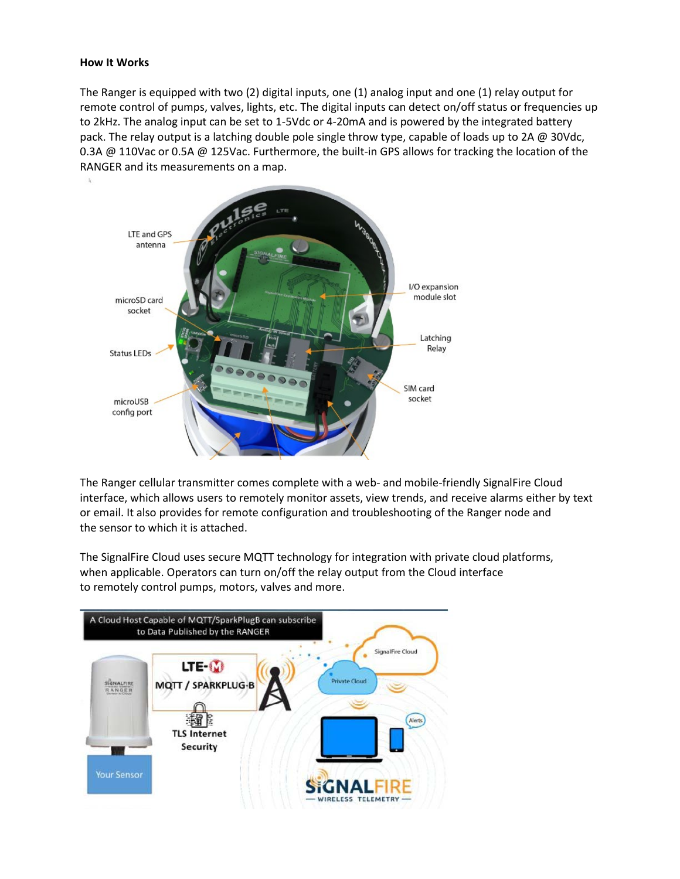**How It Works**

The Ranger is equipped with two (2) digital inputs, one (1) analog input and one (1) relay output for remote control of pumps, valves, lights, etc. The digital inputs can detect on/off status or frequencies up to 2kHz. The analog input can be set to 1-5Vdc or 4-20mA and is powered by the integrated battery pack. The relay output is a latching double pole single throw type, capable of loads up to 2A @ 30Vdc, 0.3A @ 110Vac or 0.5A @ 125Vac. Furthermore, the built-in GPS allows for tracking the location of the RANGER and its measurements on a map.

The Ranger cellular transmitter comes complete with a web- and mobile-friendly SignalFire Cloud interface, which allows users to remotely monitor assets, view trends, and receive alarms either by text or email. It also provides for remote configuration and troubleshooting of the Ranger node and the sensor to which it is attached.

The SignalFire Cloud uses secure MQTT technology for integration with private cloud platforms, when applicable. Operators can turn on/off the relay output from the Cloud interface to remotely control pumps, motors, valves and more.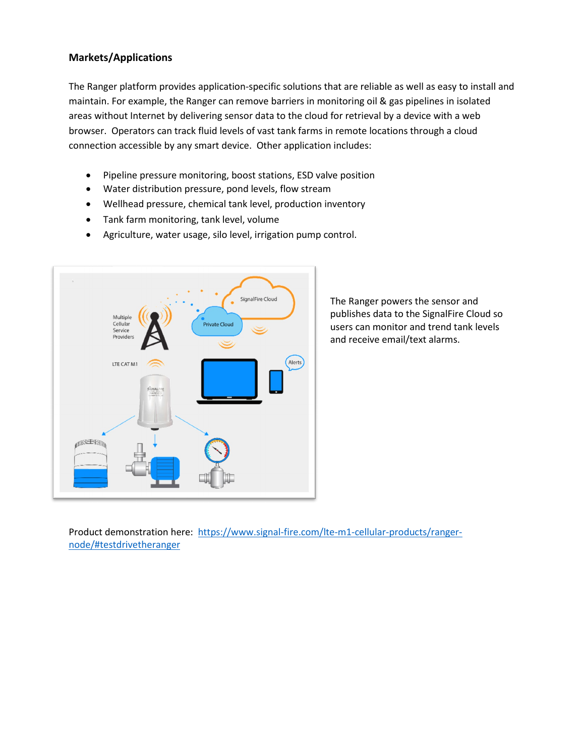**Markets/Applications**

The Ranger platform provides application-specific solutions that are reliable as well as easy to install and maintain. For example, the Ranger can remove barriers in monitoring oil & gas pipelines in isolated areas without Internet by delivering sensor data to the cloud for retrieval by a device with a web browser. Operators can track fluid levels of vast tank farms in remote locations through a cloud connection accessible by any smart device. Other application includes:

- Pipeline pressure monitoring, boost stations, ESD valve position
- Water distribution pressure, pond levels, flow stream
- Wellhead pressure, chemical tank level, production inventory
- Tank farm monitoring, tank level, volume
- Agriculture, water usage, silo level, irrigation pump control.

Multiple Cellular Service Providers

SignalFire Cloud

Private Cloud

LTE CAT M1

Alerts

The Ranger powers the sensor and publishes data to the SignalFire Cloud so users can monitor and trend tank levels and receive email/text alarms.

Product demonstration here: [https://www.signal-fire.com/lte-m1-cellular-products/ranger-node/#testdrivetheranger](https://www.signal-fire.com/lte-m1-cellular-products/ranger-node/#testdrivetheranger)